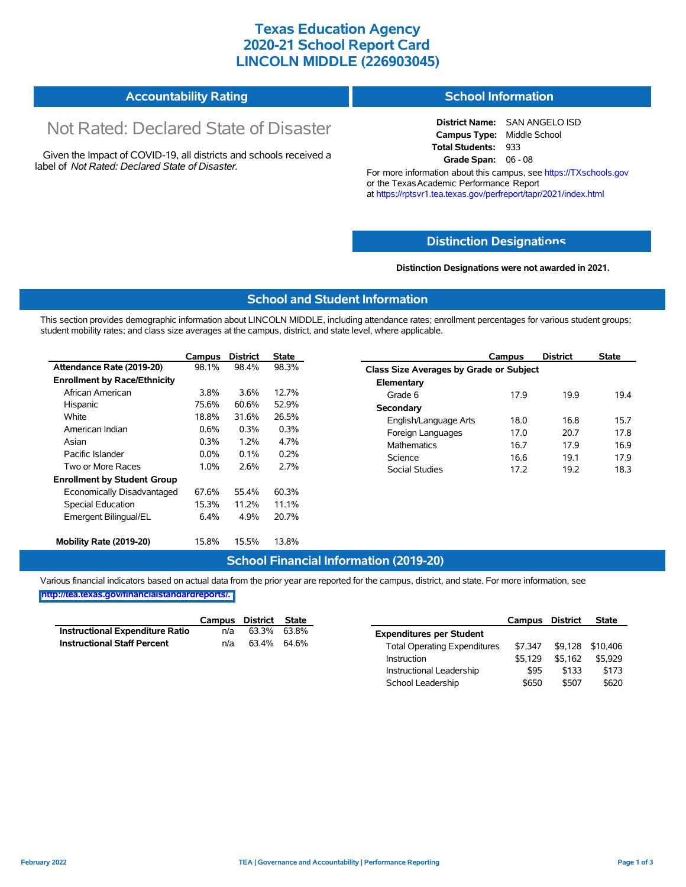# Texas Education Agency
# 2020-21 School Report Card
# LINCOLN MIDDLE (226903045)

## Accountability Rating

Not Rated: Declared State of Disaster

Given the Impact of COVID-19, all districts and schools received a label of *Not Rated: Declared State of Disaster*.

## School Information

**District Name:** SAN ANGELO ISD
**Campus Type:** Middle School
**Total Students:** 933
**Grade Span:** 06 - 08

For more information about this campus, see https://TXschools.gov or the Texas Academic Performance Report at https://rptsvr1.tea.texas.gov/perfreport/tapr/2021/index.html

## Distinction Designations

**Distinction Designations were not awarded in 2021.**

## School and Student Information

This section provides demographic information about LINCOLN MIDDLE, including attendance rates; enrollment percentages for various student groups; student mobility rates; and class size averages at the campus, district, and state level, where applicable.

| | Campus | District | State |
|---|---|---|---|
| **Attendance Rate (2019-20)** | 98.1% | 98.4% | 98.3% |
| **Enrollment by Race/Ethnicity** | | | |
| African American | 3.8% | 3.6% | 12.7% |
| Hispanic | 75.6% | 60.6% | 52.9% |
| White | 18.8% | 31.6% | 26.5% |
| American Indian | 0.6% | 0.3% | 0.3% |
| Asian | 0.3% | 1.2% | 4.7% |
| Pacific Islander | 0.0% | 0.1% | 0.2% |
| Two or More Races | 1.0% | 2.6% | 2.7% |
| **Enrollment by Student Group** | | | |
| Economically Disadvantaged | 67.6% | 55.4% | 60.3% |
| Special Education | 15.3% | 11.2% | 11.1% |
| Emergent Bilingual/EL | 6.4% | 4.9% | 20.7% |
| **Mobility Rate (2019-20)** | 15.8% | 15.5% | 13.8% |

| | Campus | District | State |
|---|---|---|---|
| **Class Size Averages by Grade or Subject** | | | |
| **Elementary** | | | |
| Grade 6 | 17.9 | 19.9 | 19.4 |
| **Secondary** | | | |
| English/Language Arts | 18.0 | 16.8 | 15.7 |
| Foreign Languages | 17.0 | 20.7 | 17.8 |
| Mathematics | 16.7 | 17.9 | 16.9 |
| Science | 16.6 | 19.1 | 17.9 |
| Social Studies | 17.2 | 19.2 | 18.3 |

## School Financial Information (2019-20)

Various financial indicators based on actual data from the prior year are reported for the campus, district, and state. For more information, see http://tea.texas.gov/financialstandardreports/.

| | Campus | District | State |
|---|---|---|---|
| **Instructional Expenditure Ratio** | n/a | 63.3% | 63.8% |
| **Instructional Staff Percent** | n/a | 63.4% | 64.6% |

| | Campus | District | State |
|---|---|---|---|
| **Expenditures per Student** | | | |
| Total Operating Expenditures | $7,347 | $9,128 | $10,406 |
| Instruction | $5,129 | $5,162 | $5,929 |
| Instructional Leadership | $95 | $133 | $173 |
| School Leadership | $650 | $507 | $620 |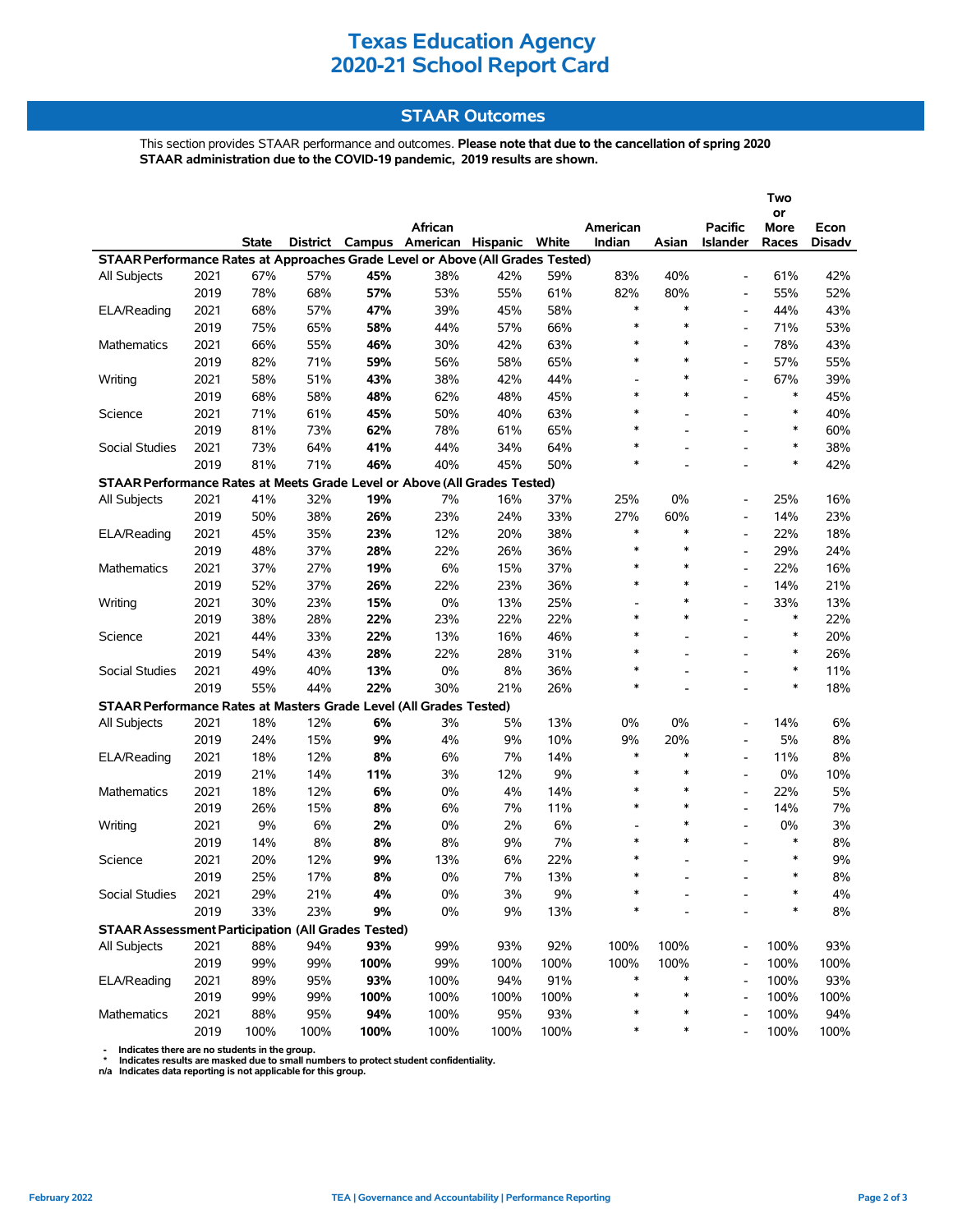# Texas Education Agency
# 2020-21 School Report Card

## STAAR Outcomes

This section provides STAAR performance and outcomes. **Please note that due to the cancellation of spring 2020 STAAR administration due to the COVID-19 pandemic, 2019 results are shown.**

| | | State | District | Campus | African American | Hispanic | White | American Indian | Asian | Pacific Islander | Two or More Races | Econ Disadv |
|---|---|---|---|---|---|---|---|---|---|---|---|---|
| **STAAR Performance Rates at Approaches Grade Level or Above (All Grades Tested)** | | | | | | | | | | | | |
| All Subjects | 2021 | 67% | 57% | **45%** | 38% | 42% | 59% | 83% | 40% | - | 61% | 42% |
| | 2019 | 78% | 68% | **57%** | 53% | 55% | 61% | 82% | 80% | - | 55% | 52% |
| ELA/Reading | 2021 | 68% | 57% | **47%** | 39% | 45% | 58% | * | * | - | 44% | 43% |
| | 2019 | 75% | 65% | **58%** | 44% | 57% | 66% | * | * | - | 71% | 53% |
| Mathematics | 2021 | 66% | 55% | **46%** | 30% | 42% | 63% | * | * | - | 78% | 43% |
| | 2019 | 82% | 71% | **59%** | 56% | 58% | 65% | * | * | - | 57% | 55% |
| Writing | 2021 | 58% | 51% | **43%** | 38% | 42% | 44% | - | * | - | 67% | 39% |
| | 2019 | 68% | 58% | **48%** | 62% | 48% | 45% | * | * | - | * | 45% |
| Science | 2021 | 71% | 61% | **45%** | 50% | 40% | 63% | * | - | - | * | 40% |
| | 2019 | 81% | 73% | **62%** | 78% | 61% | 65% | * | - | - | * | 60% |
| Social Studies | 2021 | 73% | 64% | **41%** | 44% | 34% | 64% | * | - | - | * | 38% |
| | 2019 | 81% | 71% | **46%** | 40% | 45% | 50% | * | - | - | * | 42% |
| **STAAR Performance Rates at Meets Grade Level or Above (All Grades Tested)** | | | | | | | | | | | | |
| All Subjects | 2021 | 41% | 32% | **19%** | 7% | 16% | 37% | 25% | 0% | - | 25% | 16% |
| | 2019 | 50% | 38% | **26%** | 23% | 24% | 33% | 27% | 60% | - | 14% | 23% |
| ELA/Reading | 2021 | 45% | 35% | **23%** | 12% | 20% | 38% | * | * | - | 22% | 18% |
| | 2019 | 48% | 37% | **28%** | 22% | 26% | 36% | * | * | - | 29% | 24% |
| Mathematics | 2021 | 37% | 27% | **19%** | 6% | 15% | 37% | * | * | - | 22% | 16% |
| | 2019 | 52% | 37% | **26%** | 22% | 23% | 36% | * | * | - | 14% | 21% |
| Writing | 2021 | 30% | 23% | **15%** | 0% | 13% | 25% | - | * | - | 33% | 13% |
| | 2019 | 38% | 28% | **22%** | 23% | 22% | 22% | * | * | - | * | 22% |
| Science | 2021 | 44% | 33% | **22%** | 13% | 16% | 46% | * | - | - | * | 20% |
| | 2019 | 54% | 43% | **28%** | 22% | 28% | 31% | * | - | - | * | 26% |
| Social Studies | 2021 | 49% | 40% | **13%** | 0% | 8% | 36% | * | - | - | * | 11% |
| | 2019 | 55% | 44% | **22%** | 30% | 21% | 26% | * | - | - | * | 18% |
| **STAAR Performance Rates at Masters Grade Level (All Grades Tested)** | | | | | | | | | | | | |
| All Subjects | 2021 | 18% | 12% | **6%** | 3% | 5% | 13% | 0% | 0% | - | 14% | 6% |
| | 2019 | 24% | 15% | **9%** | 4% | 9% | 10% | 9% | 20% | - | 5% | 8% |
| ELA/Reading | 2021 | 18% | 12% | **8%** | 6% | 7% | 14% | * | * | - | 11% | 8% |
| | 2019 | 21% | 14% | **11%** | 3% | 12% | 9% | * | * | - | 0% | 10% |
| Mathematics | 2021 | 18% | 12% | **6%** | 0% | 4% | 14% | * | * | - | 22% | 5% |
| | 2019 | 26% | 15% | **8%** | 6% | 7% | 11% | * | * | - | 14% | 7% |
| Writing | 2021 | 9% | 6% | **2%** | 0% | 2% | 6% | - | * | - | 0% | 3% |
| | 2019 | 14% | 8% | **8%** | 8% | 9% | 7% | * | * | - | * | 8% |
| Science | 2021 | 20% | 12% | **9%** | 13% | 6% | 22% | * | - | - | * | 9% |
| | 2019 | 25% | 17% | **8%** | 0% | 7% | 13% | * | - | - | * | 8% |
| Social Studies | 2021 | 29% | 21% | **4%** | 0% | 3% | 9% | * | - | - | * | 4% |
| | 2019 | 33% | 23% | **9%** | 0% | 9% | 13% | * | - | - | * | 8% |
| **STAAR Assessment Participation (All Grades Tested)** | | | | | | | | | | | | |
| All Subjects | 2021 | 88% | 94% | **93%** | 99% | 93% | 92% | 100% | 100% | - | 100% | 93% |
| | 2019 | 99% | 99% | **100%** | 99% | 100% | 100% | 100% | 100% | - | 100% | 100% |
| ELA/Reading | 2021 | 89% | 95% | **93%** | 100% | 94% | 91% | * | * | - | 100% | 93% |
| | 2019 | 99% | 99% | **100%** | 100% | 100% | 100% | * | * | - | 100% | 100% |
| Mathematics | 2021 | 88% | 95% | **94%** | 100% | 95% | 93% | * | * | - | 100% | 94% |
| | 2019 | 100% | 100% | **100%** | 100% | 100% | 100% | * | * | - | 100% | 100% |

- Indicates there are no students in the group.
* Indicates results are masked due to small numbers to protect student confidentiality.
n/a Indicates data reporting is not applicable for this group.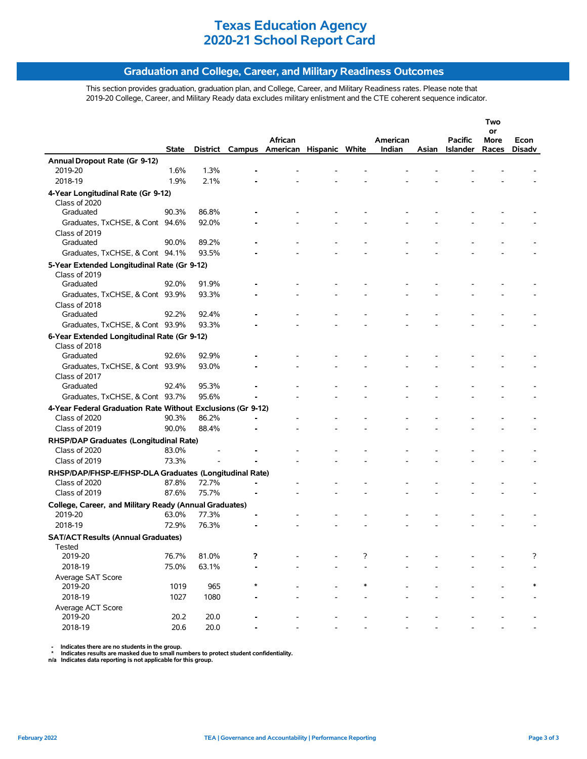# Texas Education Agency
# 2020-21 School Report Card

## Graduation and College, Career, and Military Readiness Outcomes

This section provides graduation, graduation plan, and College, Career, and Military Readiness rates. Please note that 2019-20 College, Career, and Military Ready data excludes military enlistment and the CTE coherent sequence indicator.

| | State | District | Campus | African American | Hispanic | White | American Indian | Asian | Pacific Islander | Two or More Races | Econ Disadv |
|---|---|---|---|---|---|---|---|---|---|---|---|
| **Annual Dropout Rate (Gr 9-12)** | | | | | | | | | | | |
| 2019-20 | 1.6% | 1.3% | - | - | - | - | - | - | - | - | - |
| 2018-19 | 1.9% | 2.1% | - | - | - | - | - | - | - | - | - |
| **4-Year Longitudinal Rate (Gr 9-12)** | | | | | | | | | | | |
| Class of 2020 | | | | | | | | | | | |
| Graduated | 90.3% | 86.8% | - | - | - | - | - | - | - | - | - |
| Graduates, TxCHSE, & Cont | 94.6% | 92.0% | - | - | - | - | - | - | - | - | - |
| Class of 2019 | | | | | | | | | | | |
| Graduated | 90.0% | 89.2% | - | - | - | - | - | - | - | - | - |
| Graduates, TxCHSE, & Cont | 94.1% | 93.5% | - | - | - | - | - | - | - | - | - |
| **5-Year Extended Longitudinal Rate (Gr 9-12)** | | | | | | | | | | | |
| Class of 2019 | | | | | | | | | | | |
| Graduated | 92.0% | 91.9% | - | - | - | - | - | - | - | - | - |
| Graduates, TxCHSE, & Cont | 93.9% | 93.3% | - | - | - | - | - | - | - | - | - |
| Class of 2018 | | | | | | | | | | | |
| Graduated | 92.2% | 92.4% | - | - | - | - | - | - | - | - | - |
| Graduates, TxCHSE, & Cont | 93.9% | 93.3% | - | - | - | - | - | - | - | - | - |
| **6-Year Extended Longitudinal Rate (Gr 9-12)** | | | | | | | | | | | |
| Class of 2018 | | | | | | | | | | | |
| Graduated | 92.6% | 92.9% | - | - | - | - | - | - | - | - | - |
| Graduates, TxCHSE, & Cont | 93.9% | 93.0% | - | - | - | - | - | - | - | - | - |
| Class of 2017 | | | | | | | | | | | |
| Graduated | 92.4% | 95.3% | - | - | - | - | - | - | - | - | - |
| Graduates, TxCHSE, & Cont | 93.7% | 95.6% | - | - | - | - | - | - | - | - | - |
| **4-Year Federal Graduation Rate Without Exclusions (Gr 9-12)** | | | | | | | | | | | |
| Class of 2020 | 90.3% | 86.2% | - | - | - | - | - | - | - | - | - |
| Class of 2019 | 90.0% | 88.4% | - | - | - | - | - | - | - | - | - |
| **RHSP/DAP Graduates (Longitudinal Rate)** | | | | | | | | | | | |
| Class of 2020 | 83.0% | - | - | - | - | - | - | - | - | - | - |
| Class of 2019 | 73.3% | - | - | - | - | - | - | - | - | - | - |
| **RHSP/DAP/FHSP-E/FHSP-DLA Graduates (Longitudinal Rate)** | | | | | | | | | | | |
| Class of 2020 | 87.8% | 72.7% | - | - | - | - | - | - | - | - | - |
| Class of 2019 | 87.6% | 75.7% | - | - | - | - | - | - | - | - | - |
| **College, Career, and Military Ready (Annual Graduates)** | | | | | | | | | | | |
| 2019-20 | 63.0% | 77.3% | - | - | - | - | - | - | - | - | - |
| 2018-19 | 72.9% | 76.3% | - | - | - | - | - | - | - | - | - |
| **SAT/ACT Results (Annual Graduates)** | | | | | | | | | | | |
| Tested | | | | | | | | | | | |
| 2019-20 | 76.7% | 81.0% | ? | - | - | ? | - | - | - | - | ? |
| 2018-19 | 75.0% | 63.1% | - | - | - | - | - | - | - | - | - |
| Average SAT Score | | | | | | | | | | | |
| 2019-20 | 1019 | 965 | * | - | - | * | - | - | - | - | * |
| 2018-19 | 1027 | 1080 | - | - | - | - | - | - | - | - | - |
| Average ACT Score | | | | | | | | | | | |
| 2019-20 | 20.2 | 20.0 | - | - | - | - | - | - | - | - | - |
| 2018-19 | 20.6 | 20.0 | - | - | - | - | - | - | - | - | - |

**-** Indicates there are no students in the group.
**\*** Indicates results are masked due to small numbers to protect student confidentiality.
**n/a** Indicates data reporting is not applicable for this group.